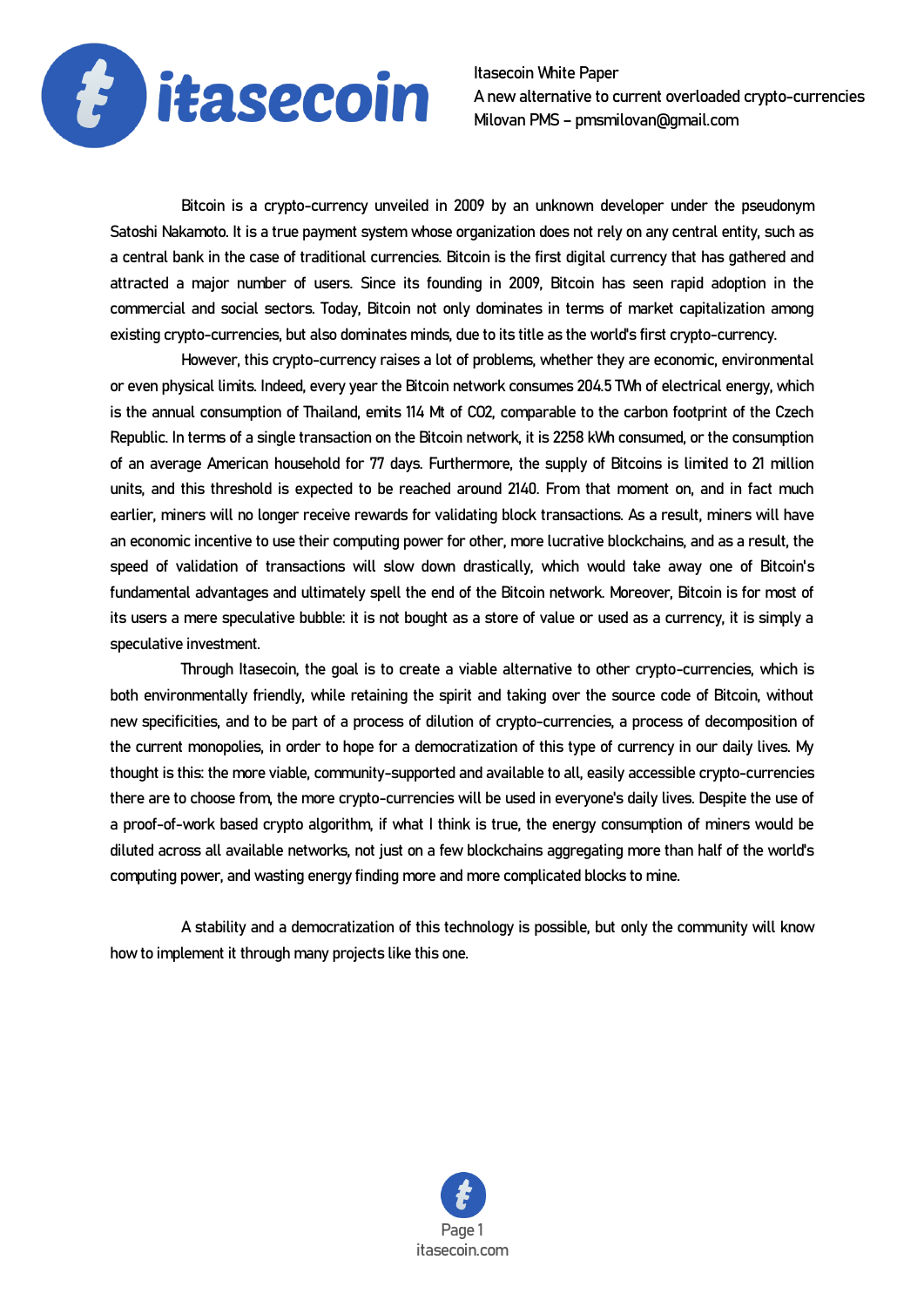Itasecoin White Paper
A new alternative to current overloaded crypto-currencies
Milovan PMS – pmsmilovan@gmail.com

Bitcoin is a crypto-currency unveiled in 2009 by an unknown developer under the pseudonym Satoshi Nakamoto. It is a true payment system whose organization does not rely on any central entity, such as a central bank in the case of traditional currencies. Bitcoin is the first digital currency that has gathered and attracted a major number of users. Since its founding in 2009, Bitcoin has seen rapid adoption in the commercial and social sectors. Today, Bitcoin not only dominates in terms of market capitalization among existing crypto-currencies, but also dominates minds, due to its title as the world's first crypto-currency.

However, this crypto-currency raises a lot of problems, whether they are economic, environmental or even physical limits. Indeed, every year the Bitcoin network consumes 204.5 TWh of electrical energy, which is the annual consumption of Thailand, emits 114 Mt of CO2, comparable to the carbon footprint of the Czech Republic. In terms of a single transaction on the Bitcoin network, it is 2258 kWh consumed, or the consumption of an average American household for 77 days. Furthermore, the supply of Bitcoins is limited to 21 million units, and this threshold is expected to be reached around 2140. From that moment on, and in fact much earlier, miners will no longer receive rewards for validating block transactions. As a result, miners will have an economic incentive to use their computing power for other, more lucrative blockchains, and as a result, the speed of validation of transactions will slow down drastically, which would take away one of Bitcoin's fundamental advantages and ultimately spell the end of the Bitcoin network. Moreover, Bitcoin is for most of its users a mere speculative bubble: it is not bought as a store of value or used as a currency, it is simply a speculative investment.

Through Itasecoin, the goal is to create a viable alternative to other crypto-currencies, which is both environmentally friendly, while retaining the spirit and taking over the source code of Bitcoin, without new specificities, and to be part of a process of dilution of crypto-currencies, a process of decomposition of the current monopolies, in order to hope for a democratization of this type of currency in our daily lives. My thought is this: the more viable, community-supported and available to all, easily accessible crypto-currencies there are to choose from, the more crypto-currencies will be used in everyone's daily lives. Despite the use of a proof-of-work based crypto algorithm, if what I think is true, the energy consumption of miners would be diluted across all available networks, not just on a few blockchains aggregating more than half of the world's computing power, and wasting energy finding more and more complicated blocks to mine.

A stability and a democratization of this technology is possible, but only the community will know how to implement it through many projects like this one.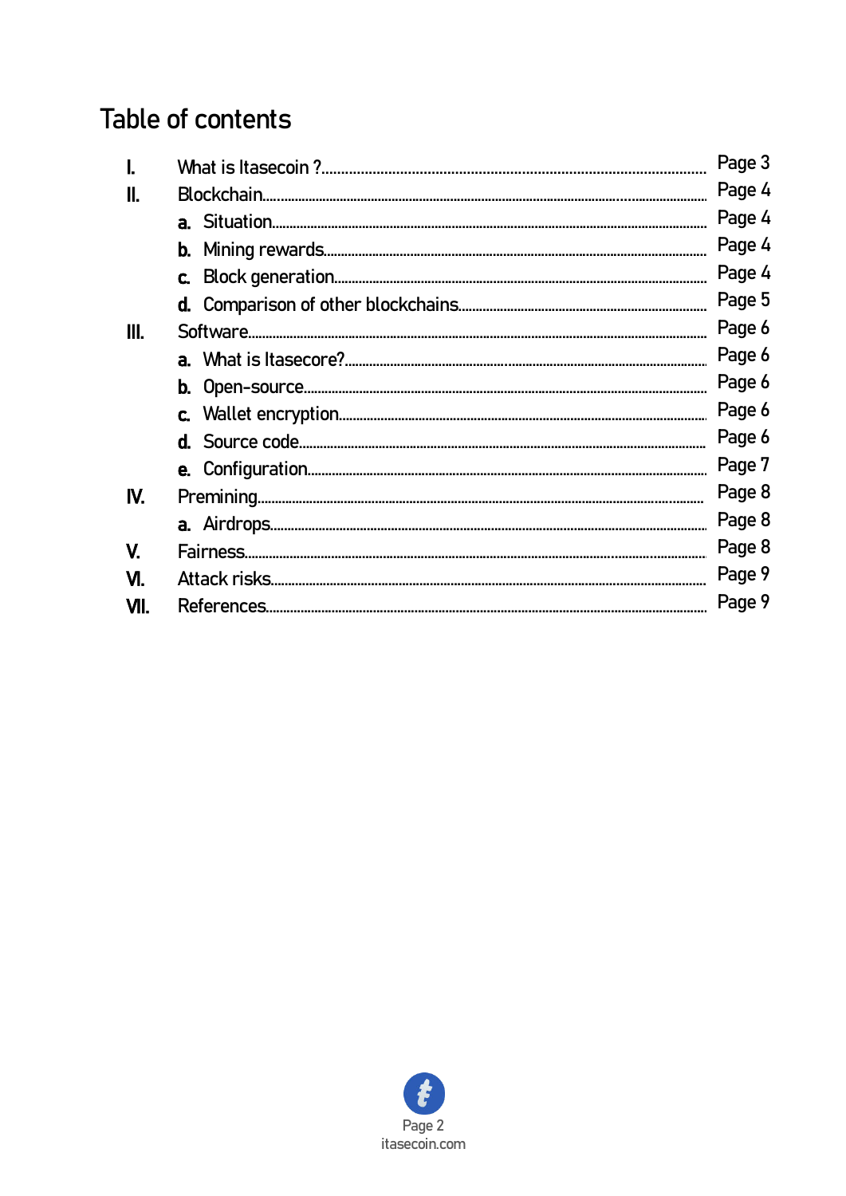# Table of contents

- I. What is Itasecoin ? ........ Page 3
- II. Blockchain ........ Page 4
  - a. Situation ........ Page 4
  - b. Mining rewards ........ Page 4
  - c. Block generation ........ Page 4
  - d. Comparison of other blockchains ........ Page 5
- III. Software ........ Page 6
  - a. What is Itasecore? ........ Page 6
  - b. Open-source ........ Page 6
  - c. Wallet encryption ........ Page 6
  - d. Source code ........ Page 6
  - e. Configuration ........ Page 7
- IV. Premining ........ Page 8
  - a. Airdrops ........ Page 8
- V. Fairness ........ Page 8
- VI. Attack risks ........ Page 9
- VII. References ........ Page 9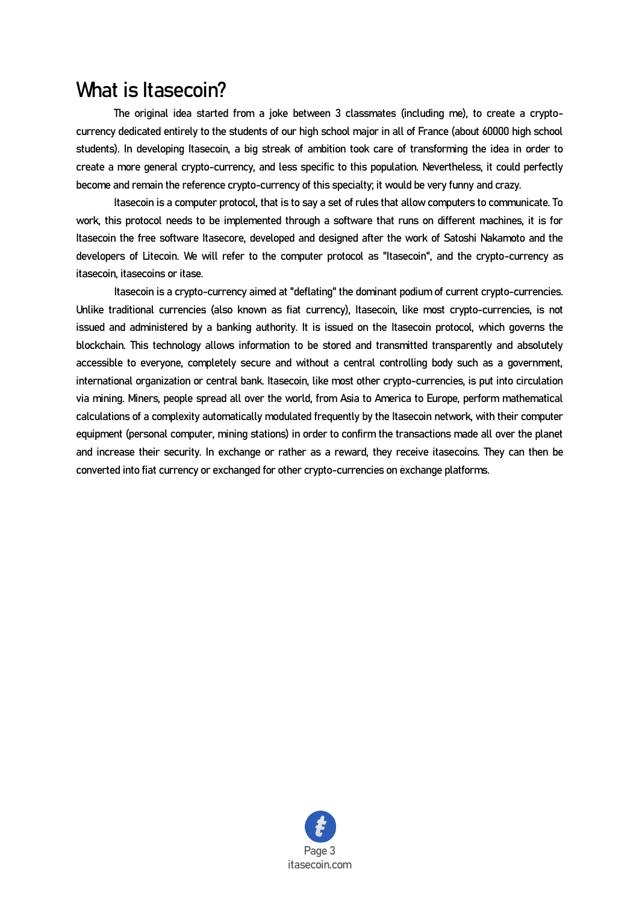# What is Itasecoin?

The original idea started from a joke between 3 classmates (including me), to create a crypto-currency dedicated entirely to the students of our high school major in all of France (about 60000 high school students). In developing Itasecoin, a big streak of ambition took care of transforming the idea in order to create a more general crypto-currency, and less specific to this population. Nevertheless, it could perfectly become and remain the reference crypto-currency of this specialty; it would be very funny and crazy.

Itasecoin is a computer protocol, that is to say a set of rules that allow computers to communicate. To work, this protocol needs to be implemented through a software that runs on different machines, it is for Itasecoin the free software Itasecore, developed and designed after the work of Satoshi Nakamoto and the developers of Litecoin. We will refer to the computer protocol as "Itasecoin", and the crypto-currency as itasecoin, itasecoins or itase.

Itasecoin is a crypto-currency aimed at "deflating" the dominant podium of current crypto-currencies. Unlike traditional currencies (also known as fiat currency), Itasecoin, like most crypto-currencies, is not issued and administered by a banking authority. It is issued on the Itasecoin protocol, which governs the blockchain. This technology allows information to be stored and transmitted transparently and absolutely accessible to everyone, completely secure and without a central controlling body such as a government, international organization or central bank. Itasecoin, like most other crypto-currencies, is put into circulation via mining. Miners, people spread all over the world, from Asia to America to Europe, perform mathematical calculations of a complexity automatically modulated frequently by the Itasecoin network, with their computer equipment (personal computer, mining stations) in order to confirm the transactions made all over the planet and increase their security. In exchange or rather as a reward, they receive itasecoins. They can then be converted into fiat currency or exchanged for other crypto-currencies on exchange platforms.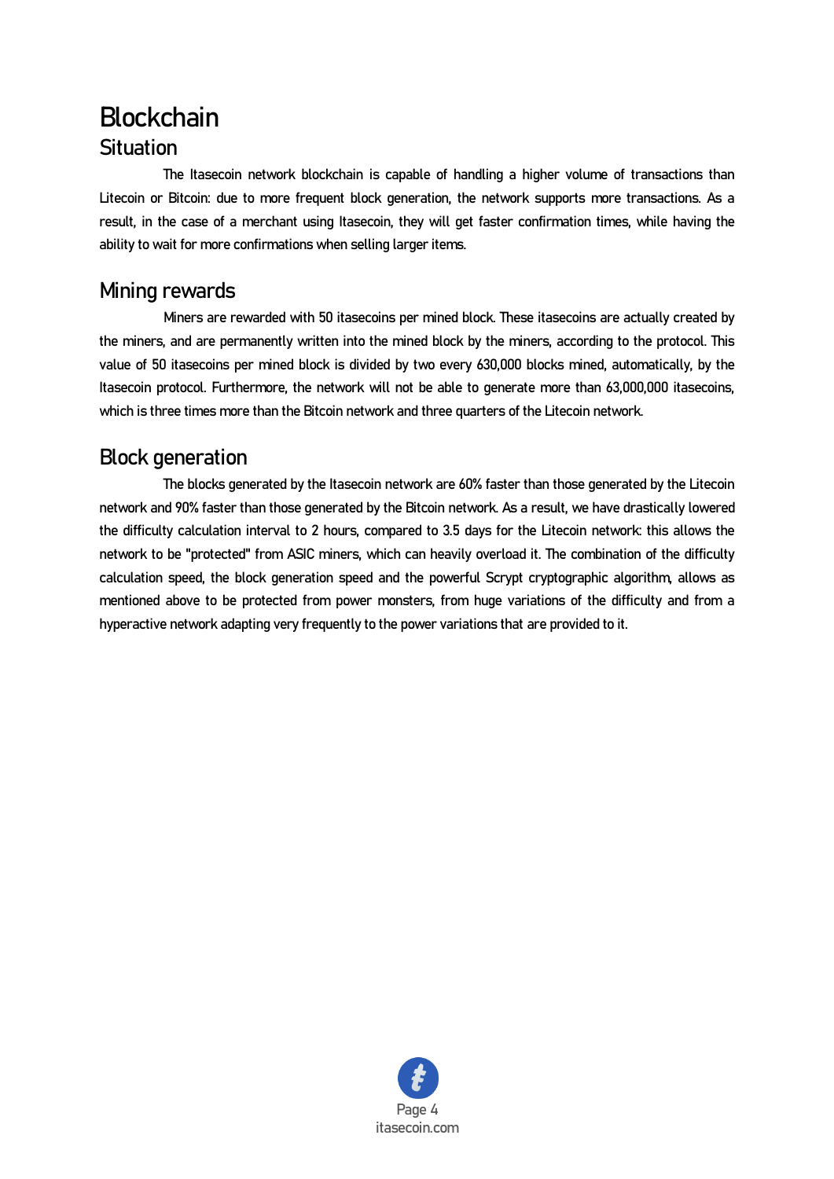# Blockchain

## Situation

The Itasecoin network blockchain is capable of handling a higher volume of transactions than Litecoin or Bitcoin: due to more frequent block generation, the network supports more transactions. As a result, in the case of a merchant using Itasecoin, they will get faster confirmation times, while having the ability to wait for more confirmations when selling larger items.

## Mining rewards

Miners are rewarded with 50 itasecoins per mined block. These itasecoins are actually created by the miners, and are permanently written into the mined block by the miners, according to the protocol. This value of 50 itasecoins per mined block is divided by two every 630,000 blocks mined, automatically, by the Itasecoin protocol. Furthermore, the network will not be able to generate more than 63,000,000 itasecoins, which is three times more than the Bitcoin network and three quarters of the Litecoin network.

## Block generation

The blocks generated by the Itasecoin network are 60% faster than those generated by the Litecoin network and 90% faster than those generated by the Bitcoin network. As a result, we have drastically lowered the difficulty calculation interval to 2 hours, compared to 3.5 days for the Litecoin network: this allows the network to be "protected" from ASIC miners, which can heavily overload it. The combination of the difficulty calculation speed, the block generation speed and the powerful Scrypt cryptographic algorithm, allows as mentioned above to be protected from power monsters, from huge variations of the difficulty and from a hyperactive network adapting very frequently to the power variations that are provided to it.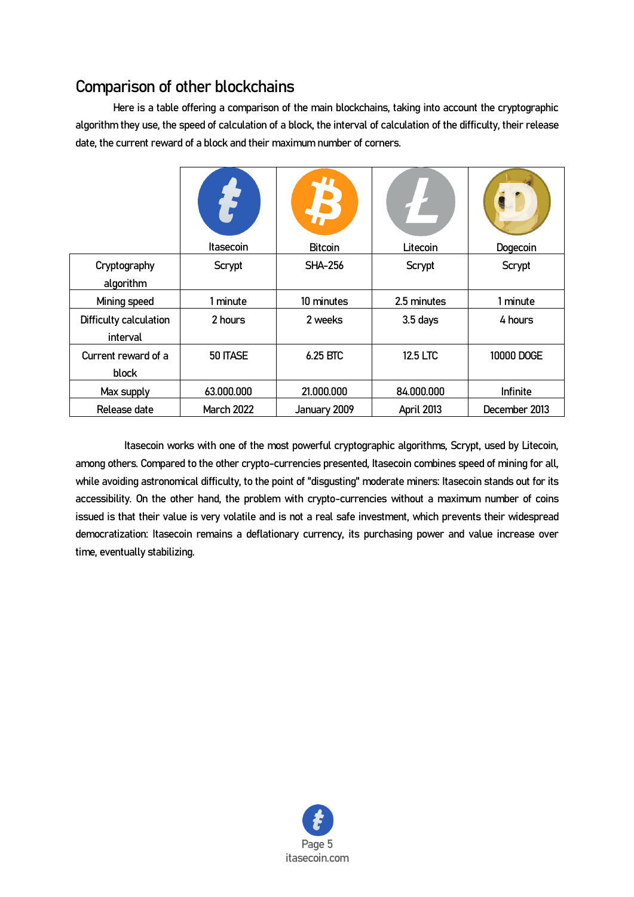## Comparison of other blockchains

Here is a table offering a comparison of the main blockchains, taking into account the cryptographic algorithm they use, the speed of calculation of a block, the interval of calculation of the difficulty, their release date, the current reward of a block and their maximum number of corners.

| | Itasecoin | Bitcoin | Litecoin | Dogecoin |
|---|---|---|---|---|
| Cryptography algorithm | Scrypt | SHA-256 | Scrypt | Scrypt |
| Mining speed | 1 minute | 10 minutes | 2.5 minutes | 1 minute |
| Difficulty calculation interval | 2 hours | 2 weeks | 3.5 days | 4 hours |
| Current reward of a block | 50 ITASE | 6.25 BTC | 12.5 LTC | 10000 DOGE |
| Max supply | 63.000.000 | 21.000.000 | 84.000.000 | Infinite |
| Release date | March 2022 | January 2009 | April 2013 | December 2013 |

Itasecoin works with one of the most powerful cryptographic algorithms, Scrypt, used by Litecoin, among others. Compared to the other crypto-currencies presented, Itasecoin combines speed of mining for all, while avoiding astronomical difficulty, to the point of "disgusting" moderate miners: Itasecoin stands out for its accessibility. On the other hand, the problem with crypto-currencies without a maximum number of coins issued is that their value is very volatile and is not a real safe investment, which prevents their widespread democratization: Itasecoin remains a deflationary currency, its purchasing power and value increase over time, eventually stabilizing.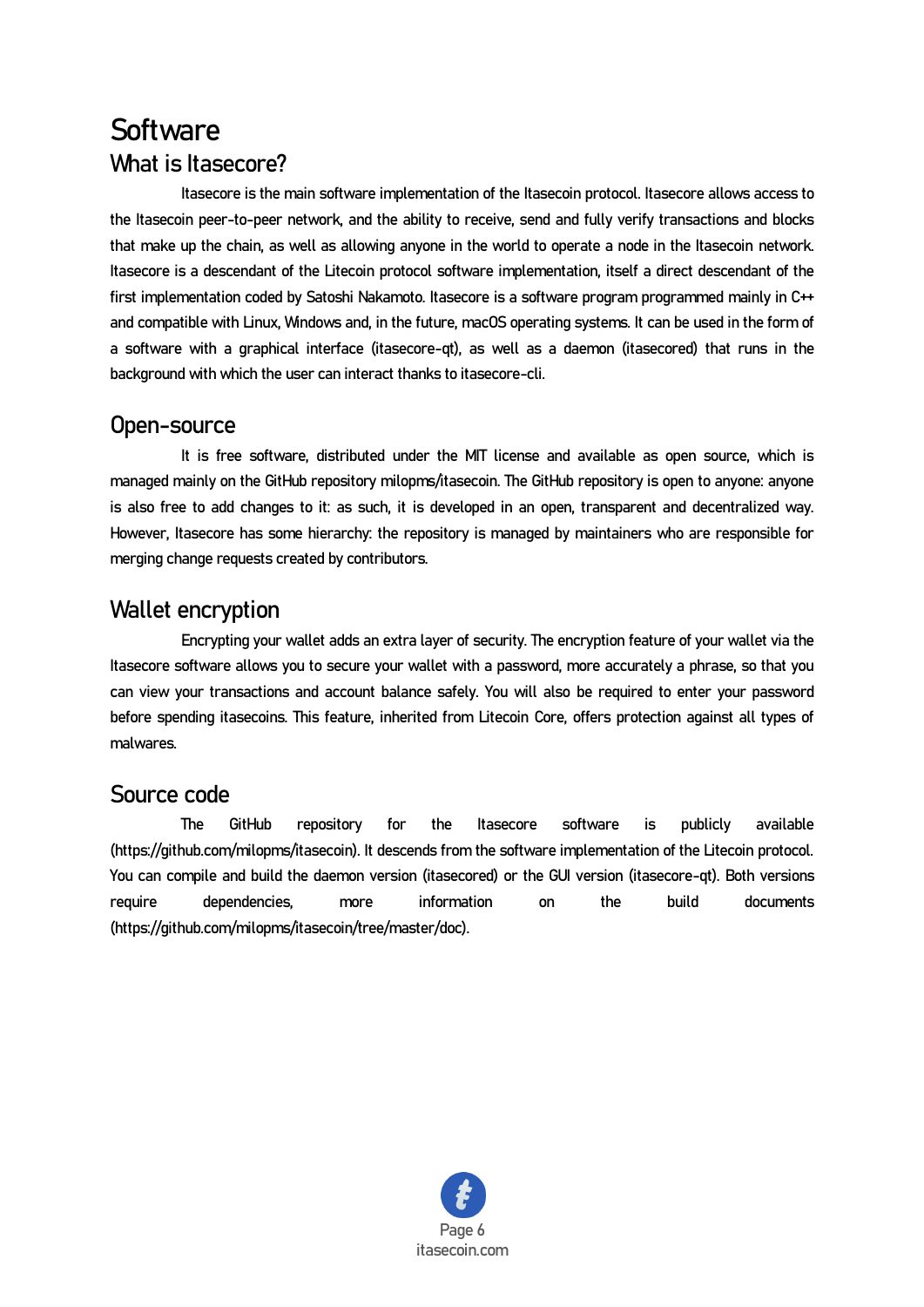# Software

## What is Itasecore?

Itasecore is the main software implementation of the Itasecoin protocol. Itasecore allows access to the Itasecoin peer-to-peer network, and the ability to receive, send and fully verify transactions and blocks that make up the chain, as well as allowing anyone in the world to operate a node in the Itasecoin network. Itasecore is a descendant of the Litecoin protocol software implementation, itself a direct descendant of the first implementation coded by Satoshi Nakamoto. Itasecore is a software program programmed mainly in C++ and compatible with Linux, Windows and, in the future, macOS operating systems. It can be used in the form of a software with a graphical interface (itasecore-qt), as well as a daemon (itasecored) that runs in the background with which the user can interact thanks to itasecore-cli.

## Open-source

It is free software, distributed under the MIT license and available as open source, which is managed mainly on the GitHub repository milopms/itasecoin. The GitHub repository is open to anyone: anyone is also free to add changes to it: as such, it is developed in an open, transparent and decentralized way. However, Itasecore has some hierarchy: the repository is managed by maintainers who are responsible for merging change requests created by contributors.

## Wallet encryption

Encrypting your wallet adds an extra layer of security. The encryption feature of your wallet via the Itasecore software allows you to secure your wallet with a password, more accurately a phrase, so that you can view your transactions and account balance safely. You will also be required to enter your password before spending itasecoins. This feature, inherited from Litecoin Core, offers protection against all types of malwares.

## Source code

The GitHub repository for the Itasecore software is publicly available (https://github.com/milopms/itasecoin). It descends from the software implementation of the Litecoin protocol. You can compile and build the daemon version (itasecored) or the GUI version (itasecore-qt). Both versions require dependencies, more information on the build documents (https://github.com/milopms/itasecoin/tree/master/doc).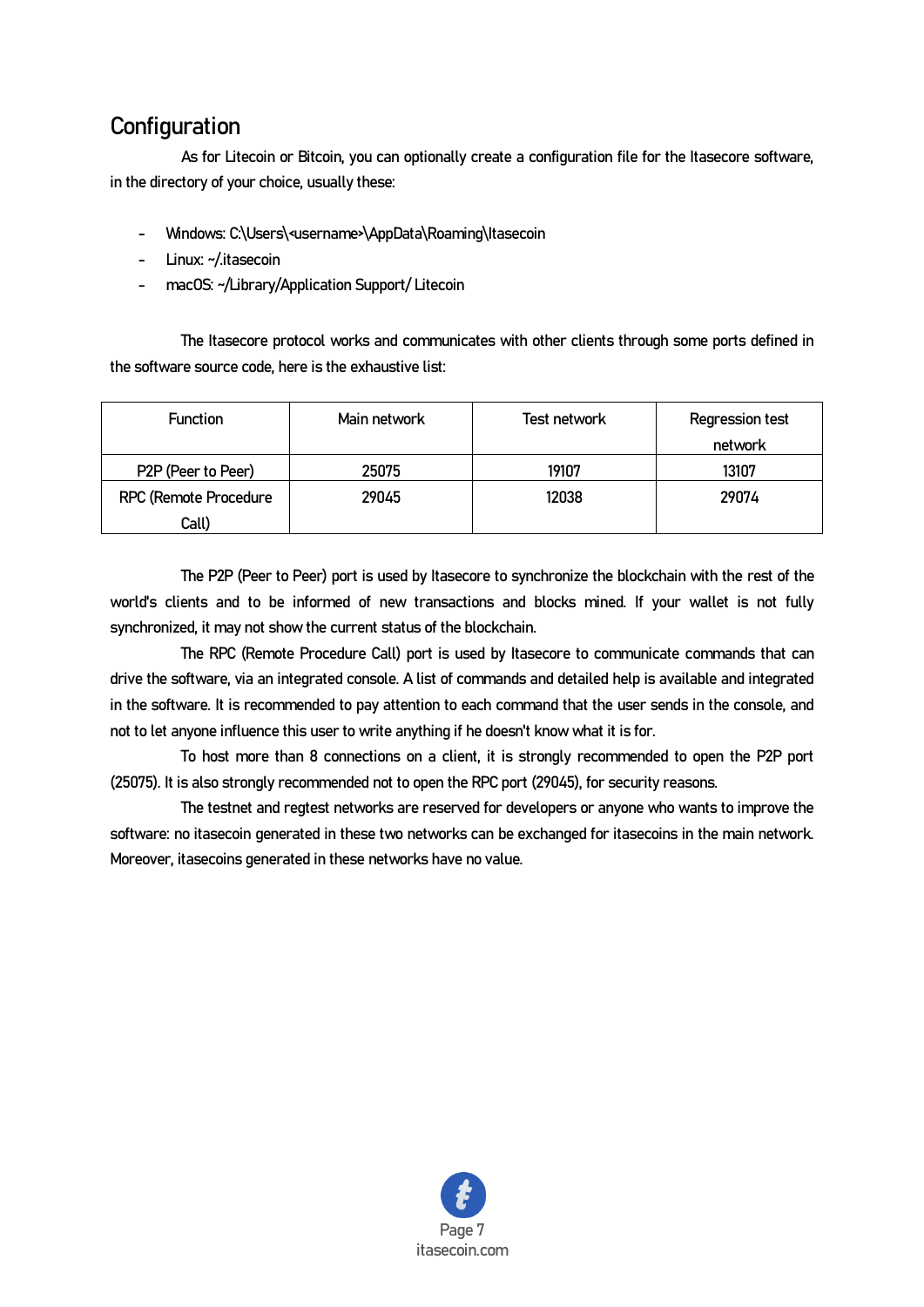## Configuration

As for Litecoin or Bitcoin, you can optionally create a configuration file for the Itasecore software, in the directory of your choice, usually these:

- Windows: C:\Users\<username>\AppData\Roaming\Itasecoin
- Linux: ~/.itasecoin
- macOS: ~/Library/Application Support/ Litecoin

The Itasecore protocol works and communicates with other clients through some ports defined in the software source code, here is the exhaustive list:

| Function | Main network | Test network | Regression test network |
|---|---|---|---|
| P2P (Peer to Peer) | 25075 | 19107 | 13107 |
| RPC (Remote Procedure Call) | 29045 | 12038 | 29074 |

The P2P (Peer to Peer) port is used by Itasecore to synchronize the blockchain with the rest of the world's clients and to be informed of new transactions and blocks mined. If your wallet is not fully synchronized, it may not show the current status of the blockchain.

The RPC (Remote Procedure Call) port is used by Itasecore to communicate commands that can drive the software, via an integrated console. A list of commands and detailed help is available and integrated in the software. It is recommended to pay attention to each command that the user sends in the console, and not to let anyone influence this user to write anything if he doesn't know what it is for.

To host more than 8 connections on a client, it is strongly recommended to open the P2P port (25075). It is also strongly recommended not to open the RPC port (29045), for security reasons.

The testnet and regtest networks are reserved for developers or anyone who wants to improve the software: no itasecoin generated in these two networks can be exchanged for itasecoins in the main network. Moreover, itasecoins generated in these networks have no value.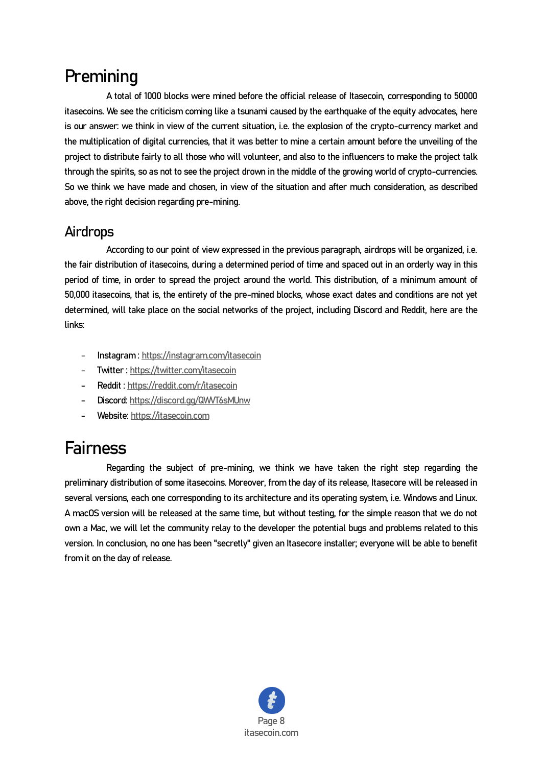# Premining

A total of 1000 blocks were mined before the official release of Itasecoin, corresponding to 50000 itasecoins. We see the criticism coming like a tsunami caused by the earthquake of the equity advocates, here is our answer: we think in view of the current situation, i.e. the explosion of the crypto-currency market and the multiplication of digital currencies, that it was better to mine a certain amount before the unveiling of the project to distribute fairly to all those who will volunteer, and also to the influencers to make the project talk through the spirits, so as not to see the project drown in the middle of the growing world of crypto-currencies. So we think we have made and chosen, in view of the situation and after much consideration, as described above, the right decision regarding pre-mining.

## Airdrops

According to our point of view expressed in the previous paragraph, airdrops will be organized, i.e. the fair distribution of itasecoins, during a determined period of time and spaced out in an orderly way in this period of time, in order to spread the project around the world. This distribution, of a minimum amount of 50,000 itasecoins, that is, the entirety of the pre-mined blocks, whose exact dates and conditions are not yet determined, will take place on the social networks of the project, including Discord and Reddit, here are the links:

- Instagram : https://instagram.com/itasecoin
- Twitter : https://twitter.com/itasecoin
- Reddit : https://reddit.com/r/itasecoin
- Discord: https://discord.gg/QWVT6sMUnw
- Website: https://itasecoin.com

# Fairness

Regarding the subject of pre-mining, we think we have taken the right step regarding the preliminary distribution of some itasecoins. Moreover, from the day of its release, Itasecore will be released in several versions, each one corresponding to its architecture and its operating system, i.e. Windows and Linux. A macOS version will be released at the same time, but without testing, for the simple reason that we do not own a Mac, we will let the community relay to the developer the potential bugs and problems related to this version. In conclusion, no one has been "secretly" given an Itasecore installer; everyone will be able to benefit from it on the day of release.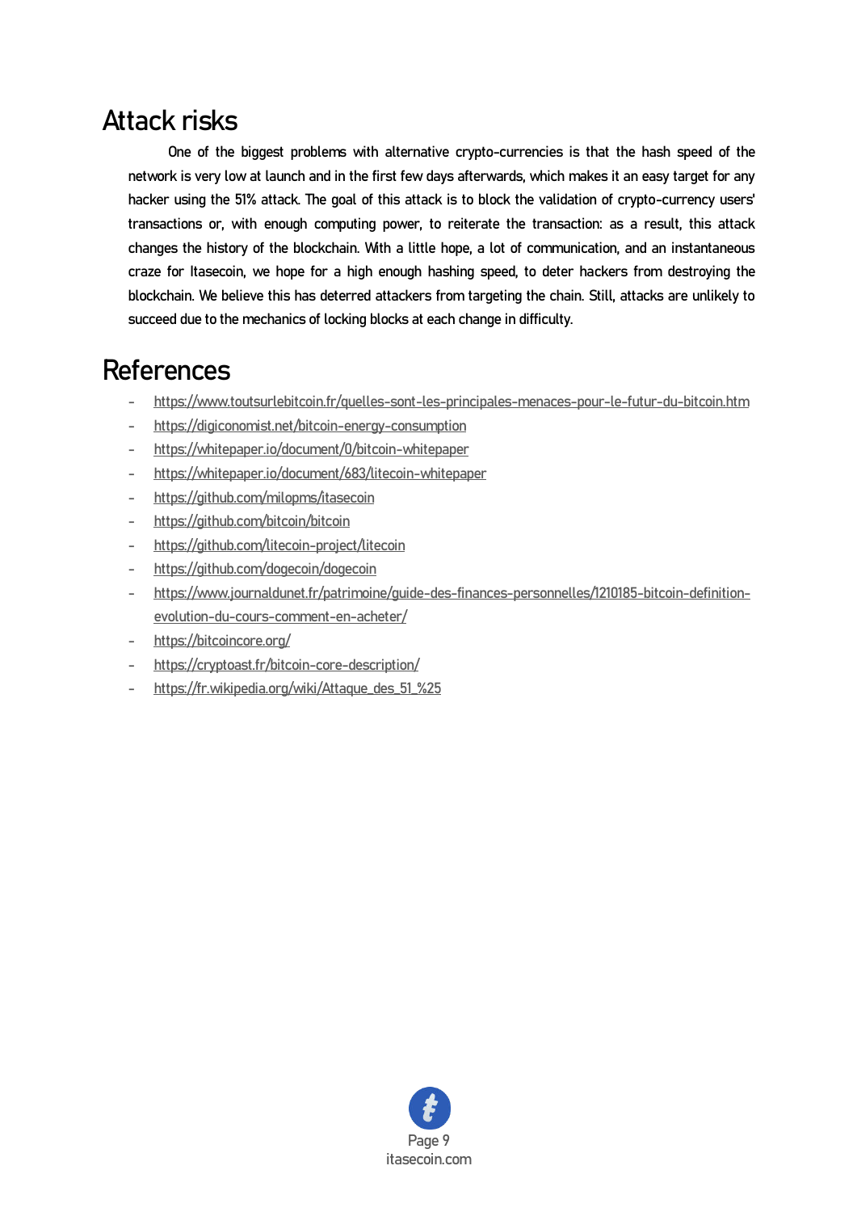# Attack risks

One of the biggest problems with alternative crypto-currencies is that the hash speed of the network is very low at launch and in the first few days afterwards, which makes it an easy target for any hacker using the 51% attack. The goal of this attack is to block the validation of crypto-currency users' transactions or, with enough computing power, to reiterate the transaction: as a result, this attack changes the history of the blockchain. With a little hope, a lot of communication, and an instantaneous craze for Itasecoin, we hope for a high enough hashing speed, to deter hackers from destroying the blockchain. We believe this has deterred attackers from targeting the chain. Still, attacks are unlikely to succeed due to the mechanics of locking blocks at each change in difficulty.

# References

- https://www.toutsurlebitcoin.fr/quelles-sont-les-principales-menaces-pour-le-futur-du-bitcoin.htm
- https://digiconomist.net/bitcoin-energy-consumption
- https://whitepaper.io/document/0/bitcoin-whitepaper
- https://whitepaper.io/document/683/litecoin-whitepaper
- https://github.com/milopms/itasecoin
- https://github.com/bitcoin/bitcoin
- https://github.com/litecoin-project/litecoin
- https://github.com/dogecoin/dogecoin
- https://www.journaldunet.fr/patrimoine/guide-des-finances-personnelles/1210185-bitcoin-definition-evolution-du-cours-comment-en-acheter/
- https://bitcoincore.org/
- https://cryptoast.fr/bitcoin-core-description/
- https://fr.wikipedia.org/wiki/Attaque_des_51_%25